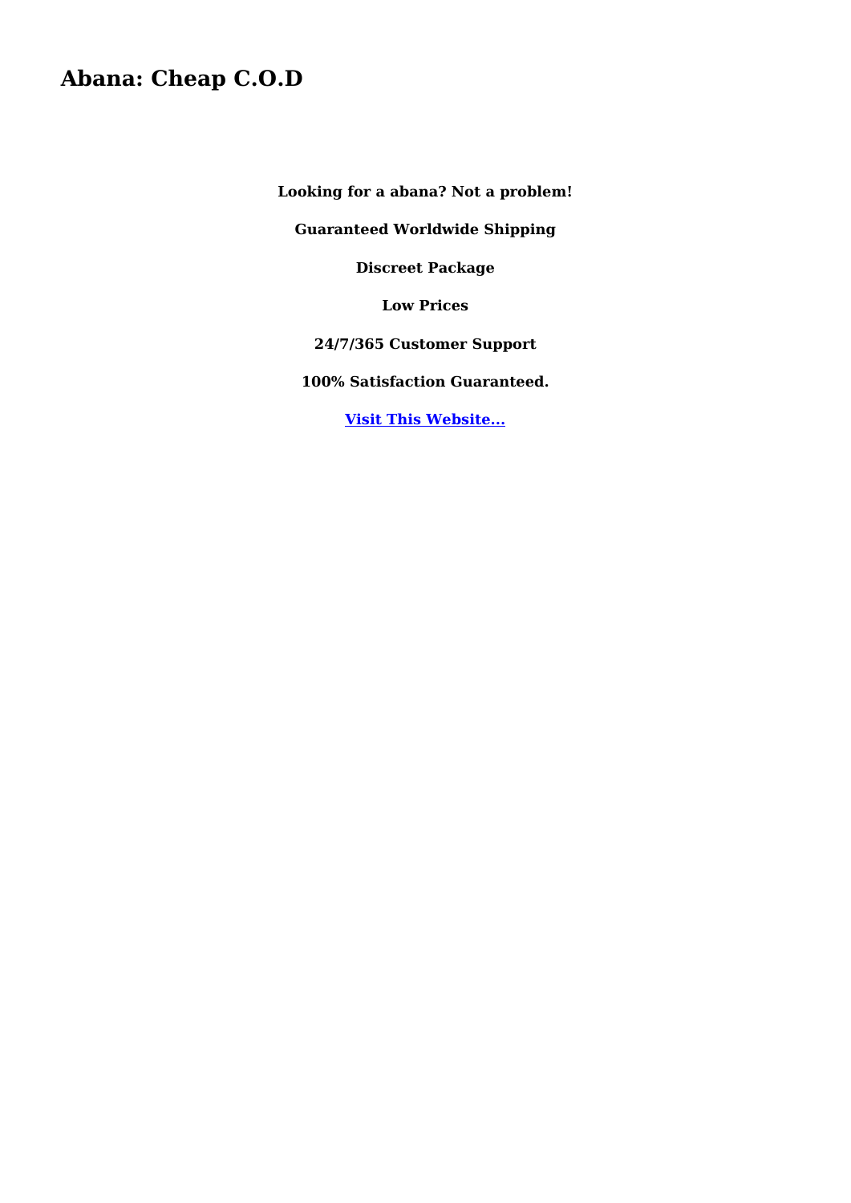# Abana: Cheap C.O.D

**Looking for a abana? Not a problem!**

**Guaranteed Worldwide Shipping**

**Discreet Package**

**Low Prices**

**24/7/365 Customer Support**

**100% Satisfaction Guaranteed.**

**Visit This Website...**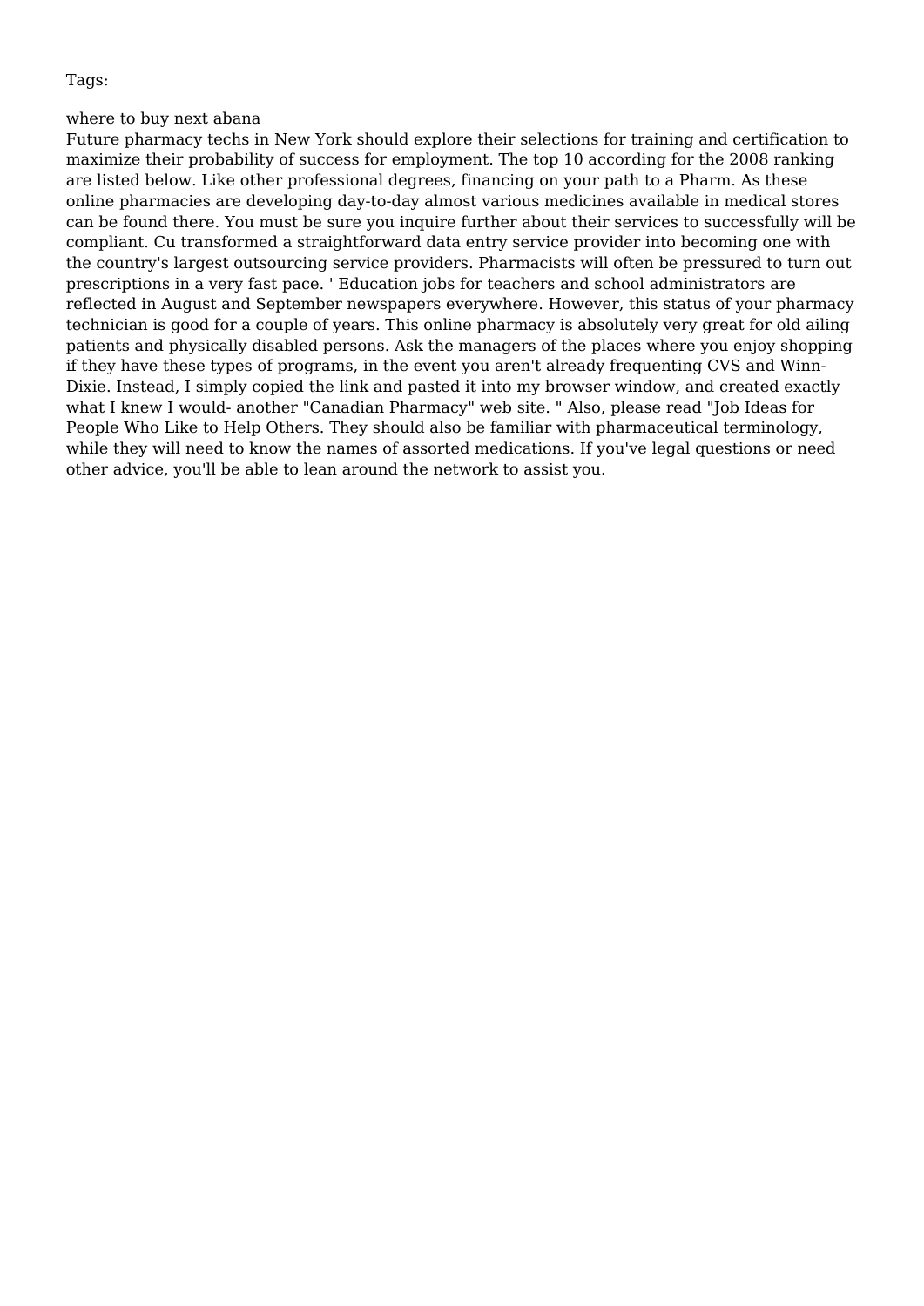Tags:

where to buy next abana
Future pharmacy techs in New York should explore their selections for training and certification to maximize their probability of success for employment. The top 10 according for the 2008 ranking are listed below. Like other professional degrees, financing on your path to a Pharm. As these online pharmacies are developing day-to-day almost various medicines available in medical stores can be found there. You must be sure you inquire further about their services to successfully will be compliant. Cu transformed a straightforward data entry service provider into becoming one with the country's largest outsourcing service providers. Pharmacists will often be pressured to turn out prescriptions in a very fast pace. ' Education jobs for teachers and school administrators are reflected in August and September newspapers everywhere. However, this status of your pharmacy technician is good for a couple of years. This online pharmacy is absolutely very great for old ailing patients and physically disabled persons. Ask the managers of the places where you enjoy shopping if they have these types of programs, in the event you aren't already frequenting CVS and Winn-Dixie. Instead, I simply copied the link and pasted it into my browser window, and created exactly what I knew I would- another "Canadian Pharmacy" web site. " Also, please read "Job Ideas for People Who Like to Help Others. They should also be familiar with pharmaceutical terminology, while they will need to know the names of assorted medications. If you've legal questions or need other advice, you'll be able to lean around the network to assist you.